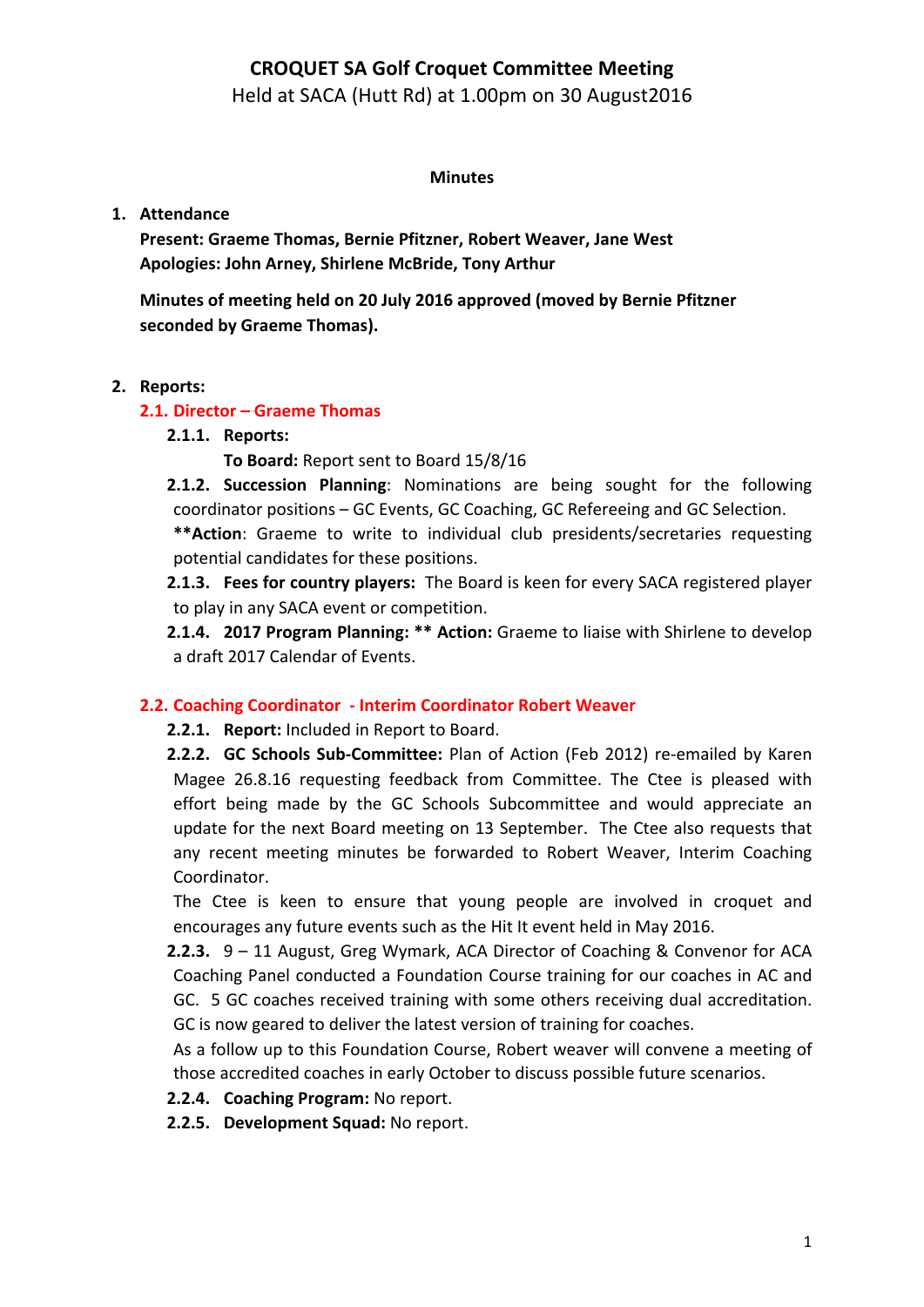# CROQUET SA Golf Croquet Committee Meeting

Held at SACA (Hutt Rd) at 1.00pm on 30 August2016

**Minutes**

1. **Attendance**

   **Present: Graeme Thomas, Bernie Pfitzner, Robert Weaver, Jane West**
   **Apologies: John Arney, Shirlene McBride, Tony Arthur**

   **Minutes of meeting held on 20 July 2016 approved (moved by Bernie Pfitzner seconded by Graeme Thomas).**

2. **Reports:**

   **2.1. Director – Graeme Thomas**

   **2.1.1. Reports:**
   **To Board:** Report sent to Board 15/8/16

   **2.1.2. Succession Planning**: Nominations are being sought for the following coordinator positions – GC Events, GC Coaching, GC Refereeing and GC Selection.
   ****Action**: Graeme to write to individual club presidents/secretaries requesting potential candidates for these positions.

   **2.1.3. Fees for country players:** The Board is keen for every SACA registered player to play in any SACA event or competition.

   **2.1.4. 2017 Program Planning: ** Action:** Graeme to liaise with Shirlene to develop a draft 2017 Calendar of Events.

   **2.2. Coaching Coordinator - Interim Coordinator Robert Weaver**

   **2.2.1. Report:** Included in Report to Board.

   **2.2.2. GC Schools Sub-Committee:** Plan of Action (Feb 2012) re-emailed by Karen Magee 26.8.16 requesting feedback from Committee. The Ctee is pleased with effort being made by the GC Schools Subcommittee and would appreciate an update for the next Board meeting on 13 September. The Ctee also requests that any recent meeting minutes be forwarded to Robert Weaver, Interim Coaching Coordinator.
   The Ctee is keen to ensure that young people are involved in croquet and encourages any future events such as the Hit It event held in May 2016.

   **2.2.3.** 9 – 11 August, Greg Wymark, ACA Director of Coaching & Convenor for ACA Coaching Panel conducted a Foundation Course training for our coaches in AC and GC. 5 GC coaches received training with some others receiving dual accreditation. GC is now geared to deliver the latest version of training for coaches.
   As a follow up to this Foundation Course, Robert weaver will convene a meeting of those accredited coaches in early October to discuss possible future scenarios.

   **2.2.4. Coaching Program:** No report.

   **2.2.5. Development Squad:** No report.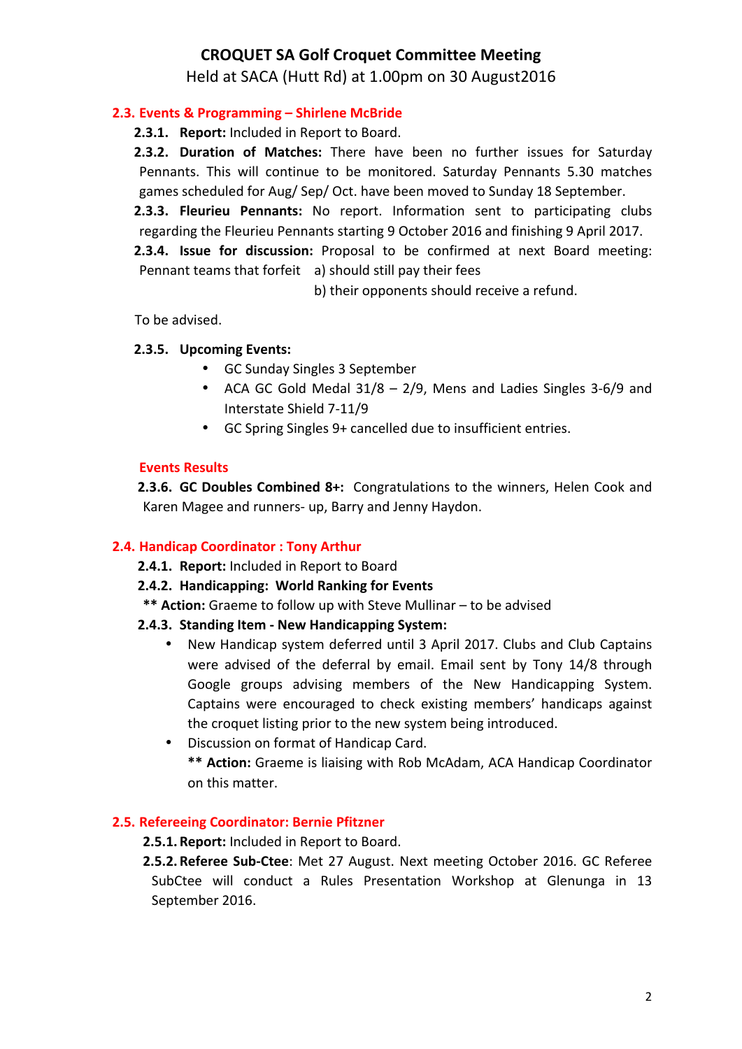# CROQUET SA Golf Croquet Committee Meeting

Held at SACA (Hutt Rd) at 1.00pm on 30 August2016

## 2.3. Events & Programming – Shirlene McBride

**2.3.1. Report:** Included in Report to Board.

**2.3.2. Duration of Matches:** There have been no further issues for Saturday Pennants. This will continue to be monitored. Saturday Pennants 5.30 matches games scheduled for Aug/ Sep/ Oct. have been moved to Sunday 18 September.

**2.3.3. Fleurieu Pennants:** No report. Information sent to participating clubs regarding the Fleurieu Pennants starting 9 October 2016 and finishing 9 April 2017.

**2.3.4. Issue for discussion:** Proposal to be confirmed at next Board meeting: Pennant teams that forfeit a) should still pay their fees
b) their opponents should receive a refund.

To be advised.

**2.3.5. Upcoming Events:**

- GC Sunday Singles 3 September
- ACA GC Gold Medal 31/8 – 2/9, Mens and Ladies Singles 3-6/9 and Interstate Shield 7-11/9
- GC Spring Singles 9+ cancelled due to insufficient entries.

### Events Results

**2.3.6. GC Doubles Combined 8+:** Congratulations to the winners, Helen Cook and Karen Magee and runners- up, Barry and Jenny Haydon.

## 2.4. Handicap Coordinator : Tony Arthur

**2.4.1. Report:** Included in Report to Board

**2.4.2. Handicapping: World Ranking for Events**

** **Action:** Graeme to follow up with Steve Mullinar – to be advised

**2.4.3. Standing Item - New Handicapping System:**

- New Handicap system deferred until 3 April 2017. Clubs and Club Captains were advised of the deferral by email. Email sent by Tony 14/8 through Google groups advising members of the New Handicapping System. Captains were encouraged to check existing members' handicaps against the croquet listing prior to the new system being introduced.
- Discussion on format of Handicap Card.
  ** **Action:** Graeme is liaising with Rob McAdam, ACA Handicap Coordinator on this matter.

## 2.5. Refereeing Coordinator: Bernie Pfitzner

**2.5.1. Report:** Included in Report to Board.

**2.5.2. Referee Sub-Ctee**: Met 27 August. Next meeting October 2016. GC Referee SubCtee will conduct a Rules Presentation Workshop at Glenunga in 13 September 2016.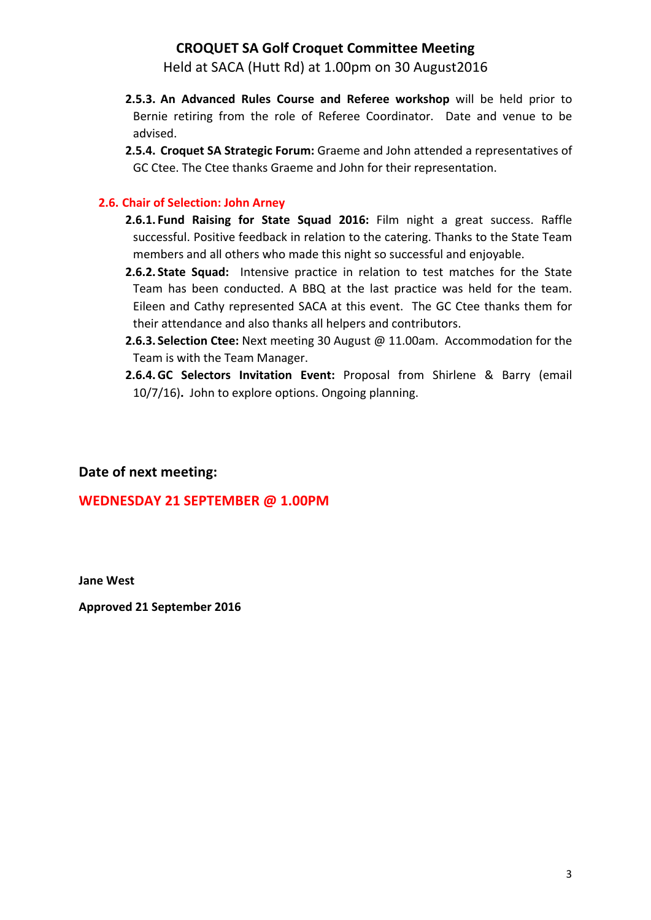# CROQUET SA Golf Croquet Committee Meeting

Held at SACA (Hutt Rd) at 1.00pm on 30 August2016

- **2.5.3. An Advanced Rules Course and Referee workshop** will be held prior to Bernie retiring from the role of Referee Coordinator. Date and venue to be advised.
- **2.5.4. Croquet SA Strategic Forum:** Graeme and John attended a representatives of GC Ctee. The Ctee thanks Graeme and John for their representation.

### 2.6. Chair of Selection: John Arney

- **2.6.1. Fund Raising for State Squad 2016:** Film night a great success. Raffle successful. Positive feedback in relation to the catering. Thanks to the State Team members and all others who made this night so successful and enjoyable.
- **2.6.2. State Squad:** Intensive practice in relation to test matches for the State Team has been conducted. A BBQ at the last practice was held for the team. Eileen and Cathy represented SACA at this event. The GC Ctee thanks them for their attendance and also thanks all helpers and contributors.
- **2.6.3. Selection Ctee:** Next meeting 30 August @ 11.00am. Accommodation for the Team is with the Team Manager.
- **2.6.4. GC Selectors Invitation Event:** Proposal from Shirlene & Barry (email 10/7/16)**.** John to explore options. Ongoing planning.

## Date of next meeting:

**WEDNESDAY 21 SEPTEMBER @ 1.00PM**

**Jane West**

**Approved 21 September 2016**